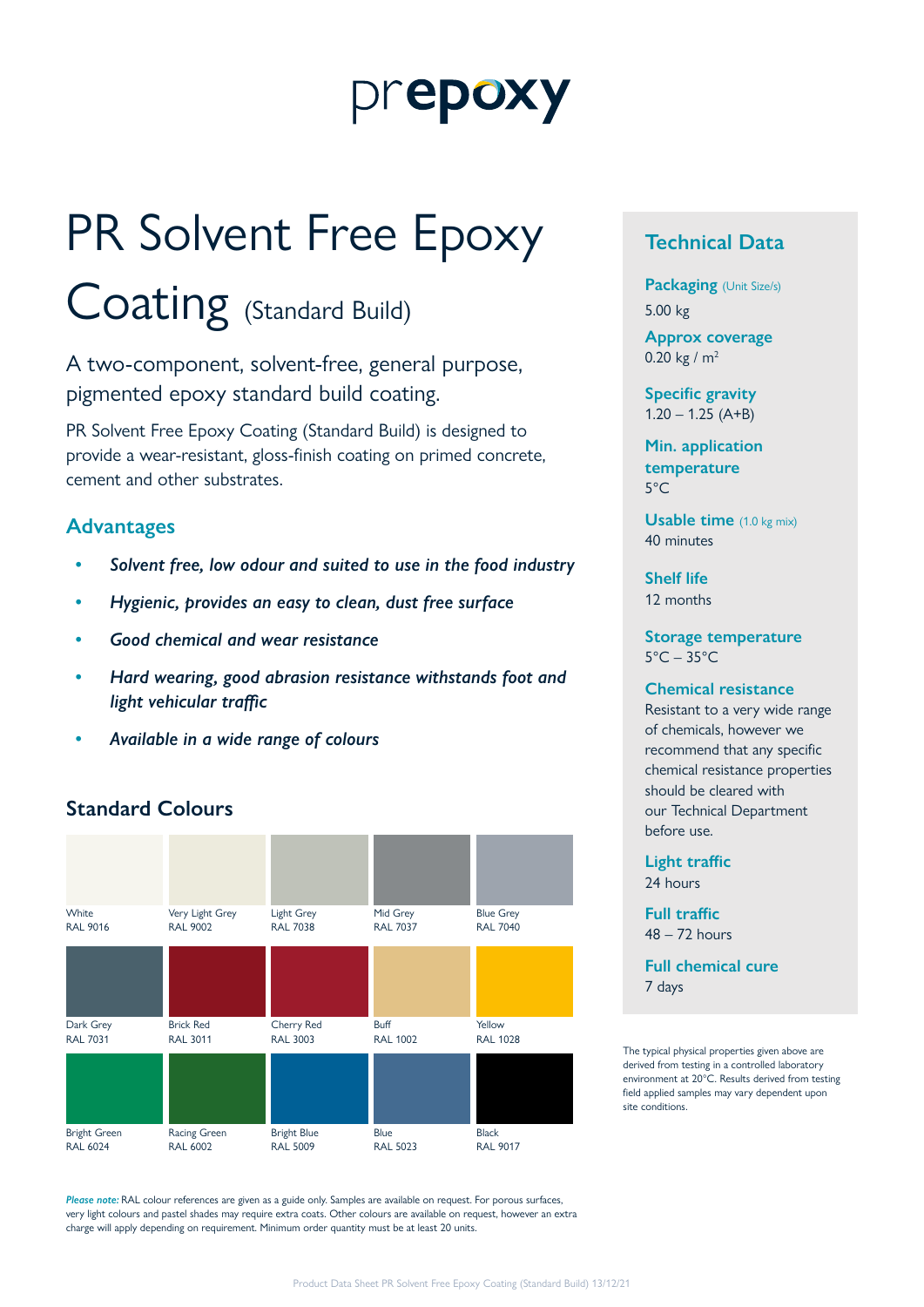# prepoxy

# PR Solvent Free Epoxy Coating (Standard Build)

A two-component, solvent-free, general purpose, pigmented epoxy standard build coating.

PR Solvent Free Epoxy Coating (Standard Build) is designed to provide a wear-resistant, gloss-finish coating on primed concrete, cement and other substrates.

## Advantages

- *Solvent free, low odour and suited to use in the food industry*
- *Hygienic, provides an easy to clean, dust free surface*
- *Good chemical and wear resistance*
- *Hard wearing, good abrasion resistance withstands foot and light vehicular traffic*
- *Available in a wide range of colours*

## Standard Colours

| | | | | |
|---|---|---|---|---|
| White<br>RAL 9016 | Very Light Grey<br>RAL 9002 | Light Grey<br>RAL 7038 | Mid Grey<br>RAL 7037 | Blue Grey<br>RAL 7040 |
| Dark Grey<br>RAL 7031 | Brick Red<br>RAL 3011 | Cherry Red<br>RAL 3003 | Buff<br>RAL 1002 | Yellow<br>RAL 1028 |
| Bright Green<br>RAL 6024 | Racing Green<br>RAL 6002 | Bright Blue<br>RAL 5009 | Blue<br>RAL 5023 | Black<br>RAL 9017 |

***Please note:*** RAL colour references are given as a guide only. Samples are available on request. For porous surfaces, very light colours and pastel shades may require extra coats. Other colours are available on request, however an extra charge will apply depending on requirement. Minimum order quantity must be at least 20 units.

## Technical Data

**Packaging** (Unit Size/s)
5.00 kg

**Approx coverage**
0.20 kg / m$^2$

**Specific gravity**
1.20 – 1.25 (A+B)

**Min. application temperature**
5°C

**Usable time** (1.0 kg mix)
40 minutes

**Shelf life**
12 months

**Storage temperature**
5°C – 35°C

**Chemical resistance**
Resistant to a very wide range of chemicals, however we recommend that any specific chemical resistance properties should be cleared with our Technical Department before use.

**Light traffic**
24 hours

**Full traffic**
48 – 72 hours

**Full chemical cure**
7 days

The typical physical properties given above are derived from testing in a controlled laboratory environment at 20°C. Results derived from testing field applied samples may vary dependent upon site conditions.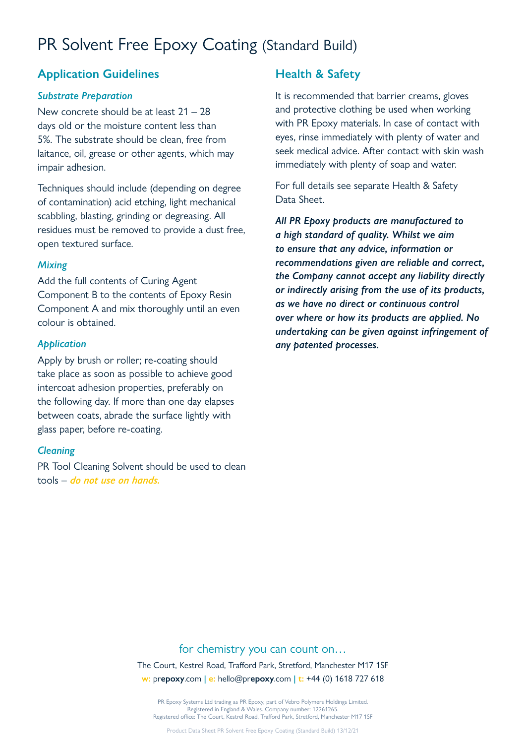# PR Solvent Free Epoxy Coating (Standard Build)

## Application Guidelines

### *Substrate Preparation*

New concrete should be at least 21 – 28 days old or the moisture content less than 5%. The substrate should be clean, free from laitance, oil, grease or other agents, which may impair adhesion.

Techniques should include (depending on degree of contamination) acid etching, light mechanical scabbling, blasting, grinding or degreasing. All residues must be removed to provide a dust free, open textured surface.

### *Mixing*

Add the full contents of Curing Agent Component B to the contents of Epoxy Resin Component A and mix thoroughly until an even colour is obtained.

### *Application*

Apply by brush or roller; re-coating should take place as soon as possible to achieve good intercoat adhesion properties, preferably on the following day. If more than one day elapses between coats, abrade the surface lightly with glass paper, before re-coating.

### *Cleaning*

PR Tool Cleaning Solvent should be used to clean tools – ***do not use on hands.***

## Health & Safety

It is recommended that barrier creams, gloves and protective clothing be used when working with PR Epoxy materials. In case of contact with eyes, rinse immediately with plenty of water and seek medical advice. After contact with skin wash immediately with plenty of soap and water.

For full details see separate Health & Safety Data Sheet.

***All PR Epoxy products are manufactured to a high standard of quality. Whilst we aim to ensure that any advice, information or recommendations given are reliable and correct, the Company cannot accept any liability directly or indirectly arising from the use of its products, as we have no direct or continuous control over where or how its products are applied. No undertaking can be given against infringement of any patented processes.***

for chemistry you can count on…

The Court, Kestrel Road, Trafford Park, Stretford, Manchester M17 1SF

**w:** prepoxy.com | **e:** hello@prepoxy.com | **t:** +44 (0) 1618 727 618

PR Epoxy Systems Ltd trading as PR Epoxy, part of Vebro Polymers Holdings Limited.
Registered in England & Wales. Company number: 12261265.
Registered office: The Court, Kestrel Road, Trafford Park, Stretford, Manchester M17 1SF

Product Data Sheet PR Solvent Free Epoxy Coating (Standard Build) 13/12/21